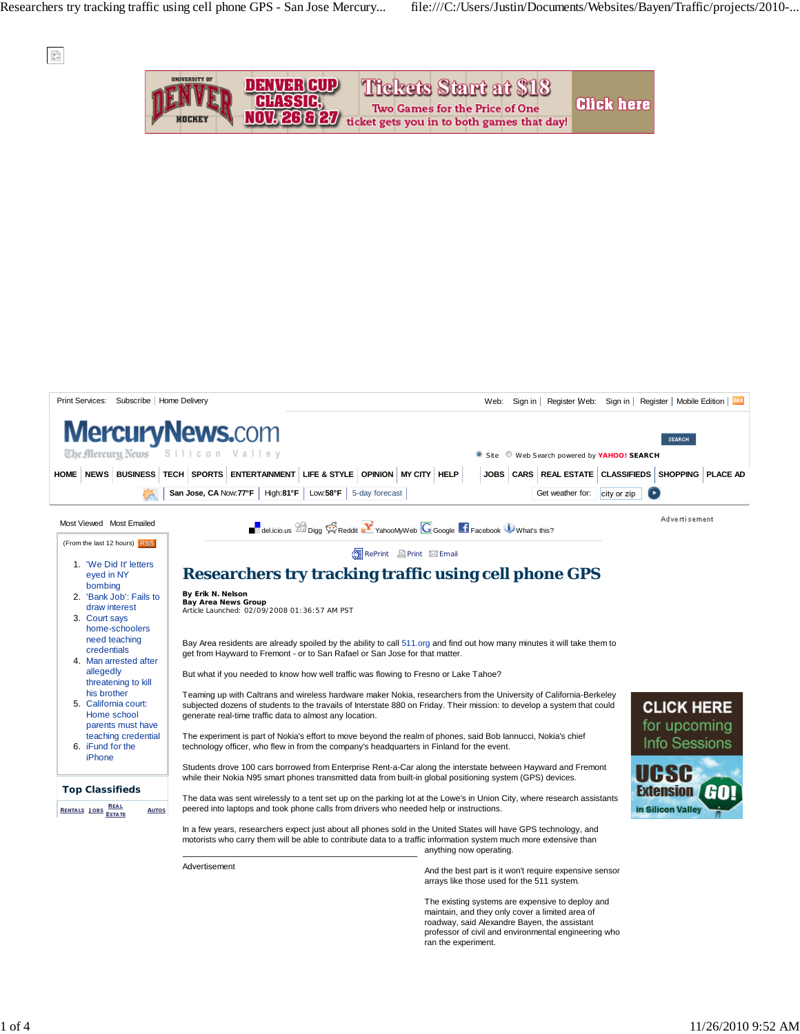# Researchers try tracking traffic using cell phone GPS

**By Erik N. Nelson**
**Bay Area News Group**
Article Launched: 02/09/2008 01:36:57 AM PST

Bay Area residents are already spoiled by the ability to call 511.org and find out how many minutes it will take them to get from Hayward to Fremont - or to San Rafael or San Jose for that matter.

But what if you needed to know how well traffic was flowing to Fresno or Lake Tahoe?

Teaming up with Caltrans and wireless hardware maker Nokia, researchers from the University of California-Berkeley subjected dozens of students to the travails of Interstate 880 on Friday. Their mission: to develop a system that could generate real-time traffic data to almost any location.

The experiment is part of Nokia's effort to move beyond the realm of phones, said Bob Iannucci, Nokia's chief technology officer, who flew in from the company's headquarters in Finland for the event.

Students drove 100 cars borrowed from Enterprise Rent-a-Car along the interstate between Hayward and Fremont while their Nokia N95 smart phones transmitted data from built-in global positioning system (GPS) devices.

The data was sent wirelessly to a tent set up on the parking lot at the Lowe's in Union City, where research assistants peered into laptops and took phone calls from drivers who needed help or instructions.

In a few years, researchers expect just about all phones sold in the United States will have GPS technology, and motorists who carry them will be able to contribute data to a traffic information system much more extensive than anything now operating.

And the best part is it won't require expensive sensor arrays like those used for the 511 system.

The existing systems are expensive to deploy and maintain, and they only cover a limited area of roadway, said Alexandre Bayen, the assistant professor of civil and environmental engineering who ran the experiment.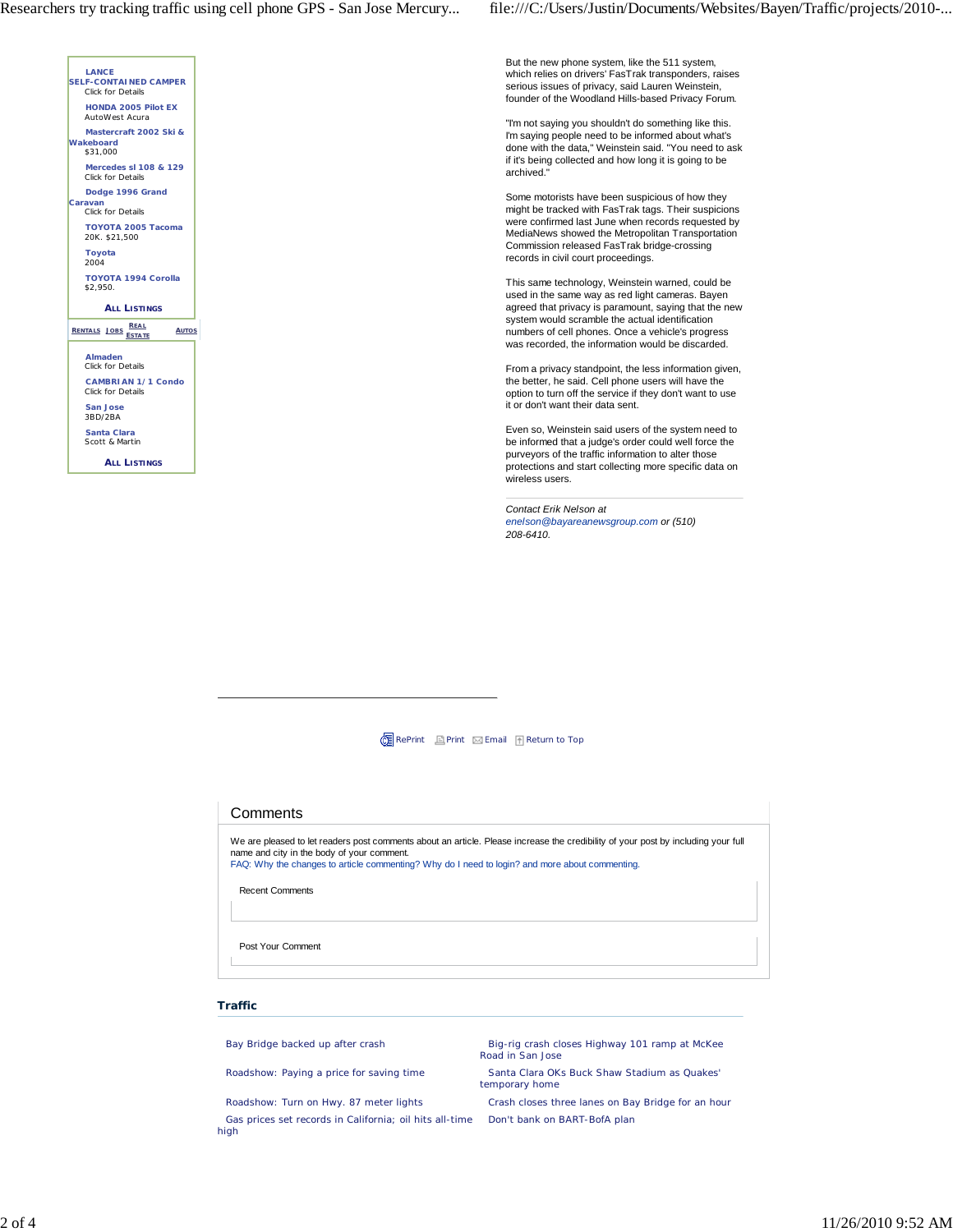But the new phone system, like the 511 system, which relies on drivers' FasTrak transponders, raises serious issues of privacy, said Lauren Weinstein, founder of the Woodland Hills-based Privacy Forum.

"I'm not saying you shouldn't do something like this. I'm saying people need to be informed about what's done with the data," Weinstein said. "You need to ask if it's being collected and how long it is going to be archived."

Some motorists have been suspicious of how they might be tracked with FasTrak tags. Their suspicions were confirmed last June when records requested by MediaNews showed the Metropolitan Transportation Commission released FasTrak bridge-crossing records in civil court proceedings.

This same technology, Weinstein warned, could be used in the same way as red light cameras. Bayen agreed that privacy is paramount, saying that the new system would scramble the actual identification numbers of cell phones. Once a vehicle's progress was recorded, the information would be discarded.

From a privacy standpoint, the less information given, the better, he said. Cell phone users will have the option to turn off the service if they don't want to use it or don't want their data sent.

Even so, Weinstein said users of the system need to be informed that a judge's order could well force the purveyors of the traffic information to alter those protections and start collecting more specific data on wireless users.

---

*Contact Erik Nelson at enelson@bayareanewsgroup.com or (510) 208-6410.*

LANCE SELF-CONTAINED CAMPER
Click for Details

HONDA 2005 Pilot EX
AutoWest Acura

Mastercraft 2002 Ski & Wakeboard
$31,000

Mercedes sl 108 & 129
Click for Details

Dodge 1996 Grand Caravan
Click for Details

TOYOTA 2005 Tacoma
20K. $21,500

Toyota
2004

TOYOTA 1994 Corolla
$2,950.

ALL LISTINGS

RENTALS | JOBS | REAL ESTATE | AUTOS

Almaden
Click for Details

CAMBRIAN 1/1 Condo
Click for Details

San Jose
3BD/2BA

Santa Clara
Scott & Martin

ALL LISTINGS

RePrint | Print | Email | Return to Top

## Comments

We are pleased to let readers post comments about an article. Please increase the credibility of your post by including your full name and city in the body of your comment.
FAQ: Why the changes to article commenting? Why do I need to login? and more about commenting.

Recent Comments

Post Your Comment

### Traffic

- Bay Bridge backed up after crash
- Big-rig crash closes Highway 101 ramp at McKee Road in San Jose
- Roadshow: Paying a price for saving time
- Santa Clara OKs Buck Shaw Stadium as Quakes' temporary home
- Roadshow: Turn on Hwy. 87 meter lights
- Crash closes three lanes on Bay Bridge for an hour
- Gas prices set records in California; oil hits all-time high
- Don't bank on BART-BofA plan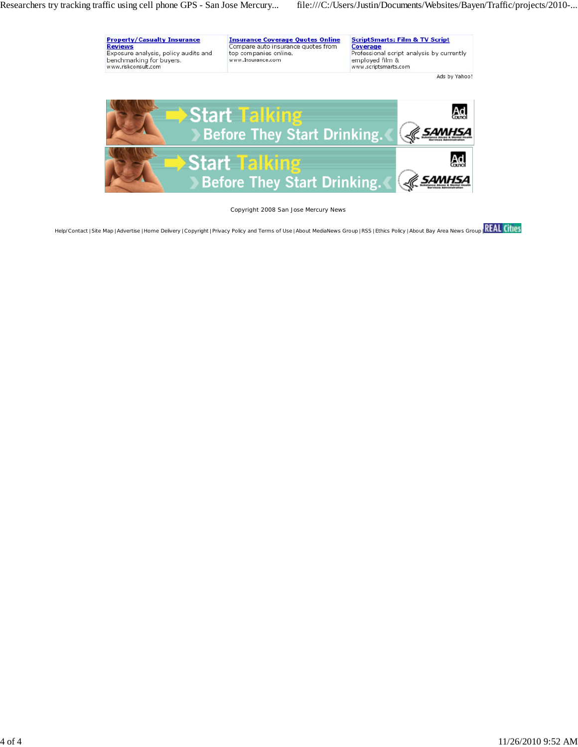**Property/Casualty Insurance Reviews**
Exposure analysis, policy audits and benchmarking for buyers.
www.riskconsult.com

**Insurance Coverage Quotes Online**
Compare auto insurance quotes from top companies online.
www.1nsurance.com

**ScriptSmarts: Film & TV Script Coverage**
Professional script analysis by currently employed film &
www.scriptsmarts.com

Ads by Yahoo!

Start Talking
Before They Start Drinking.

Start Talking
Before They Start Drinking.

Copyright 2008 San Jose Mercury News

Help/Contact | Site Map | Advertise | Home Delivery | Copyright | Privacy Policy and Terms of Use | About MediaNews Group | RSS | Ethics Policy | About Bay Area News Group | REAL Cities